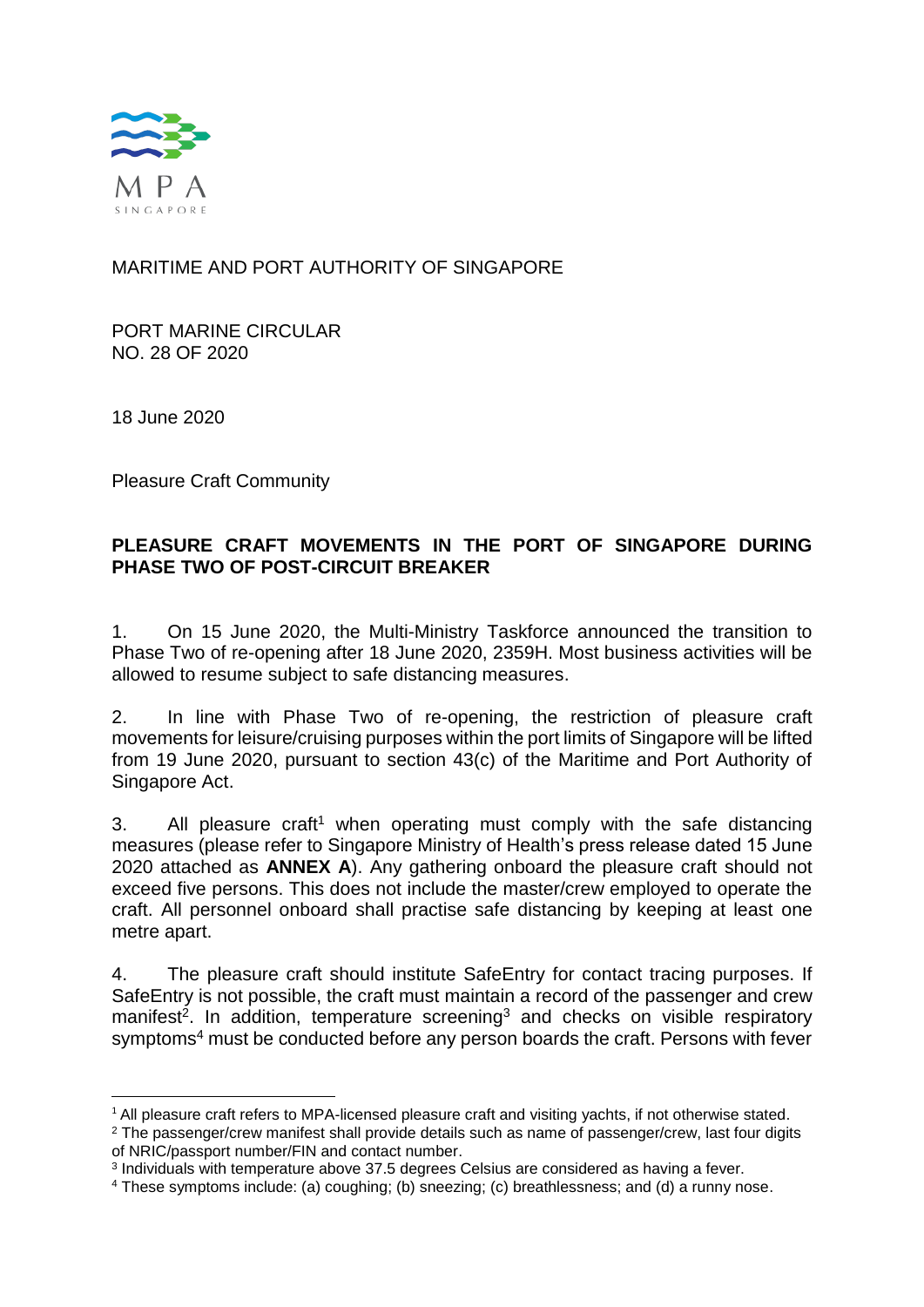MPA
SINGAPORE

MARITIME AND PORT AUTHORITY OF SINGAPORE

PORT MARINE CIRCULAR
NO. 28 OF 2020

18 June 2020

Pleasure Craft Community

**PLEASURE CRAFT MOVEMENTS IN THE PORT OF SINGAPORE DURING PHASE TWO OF POST-CIRCUIT BREAKER**

1. On 15 June 2020, the Multi-Ministry Taskforce announced the transition to Phase Two of re-opening after 18 June 2020, 2359H. Most business activities will be allowed to resume subject to safe distancing measures.

2. In line with Phase Two of re-opening, the restriction of pleasure craft movements for leisure/cruising purposes within the port limits of Singapore will be lifted from 19 June 2020, pursuant to section 43(c) of the Maritime and Port Authority of Singapore Act.

3. All pleasure craft[1] when operating must comply with the safe distancing measures (please refer to Singapore Ministry of Health's press release dated 15 June 2020 attached as **ANNEX A**). Any gathering onboard the pleasure craft should not exceed five persons. This does not include the master/crew employed to operate the craft. All personnel onboard shall practise safe distancing by keeping at least one metre apart.

4. The pleasure craft should institute SafeEntry for contact tracing purposes. If SafeEntry is not possible, the craft must maintain a record of the passenger and crew manifest[2]. In addition, temperature screening[3] and checks on visible respiratory symptoms[4] must be conducted before any person boards the craft. Persons with fever

[1] All pleasure craft refers to MPA-licensed pleasure craft and visiting yachts, if not otherwise stated.

[2] The passenger/crew manifest shall provide details such as name of passenger/crew, last four digits of NRIC/passport number/FIN and contact number.

[3] Individuals with temperature above 37.5 degrees Celsius are considered as having a fever.

[4] These symptoms include: (a) coughing; (b) sneezing; (c) breathlessness; and (d) a runny nose.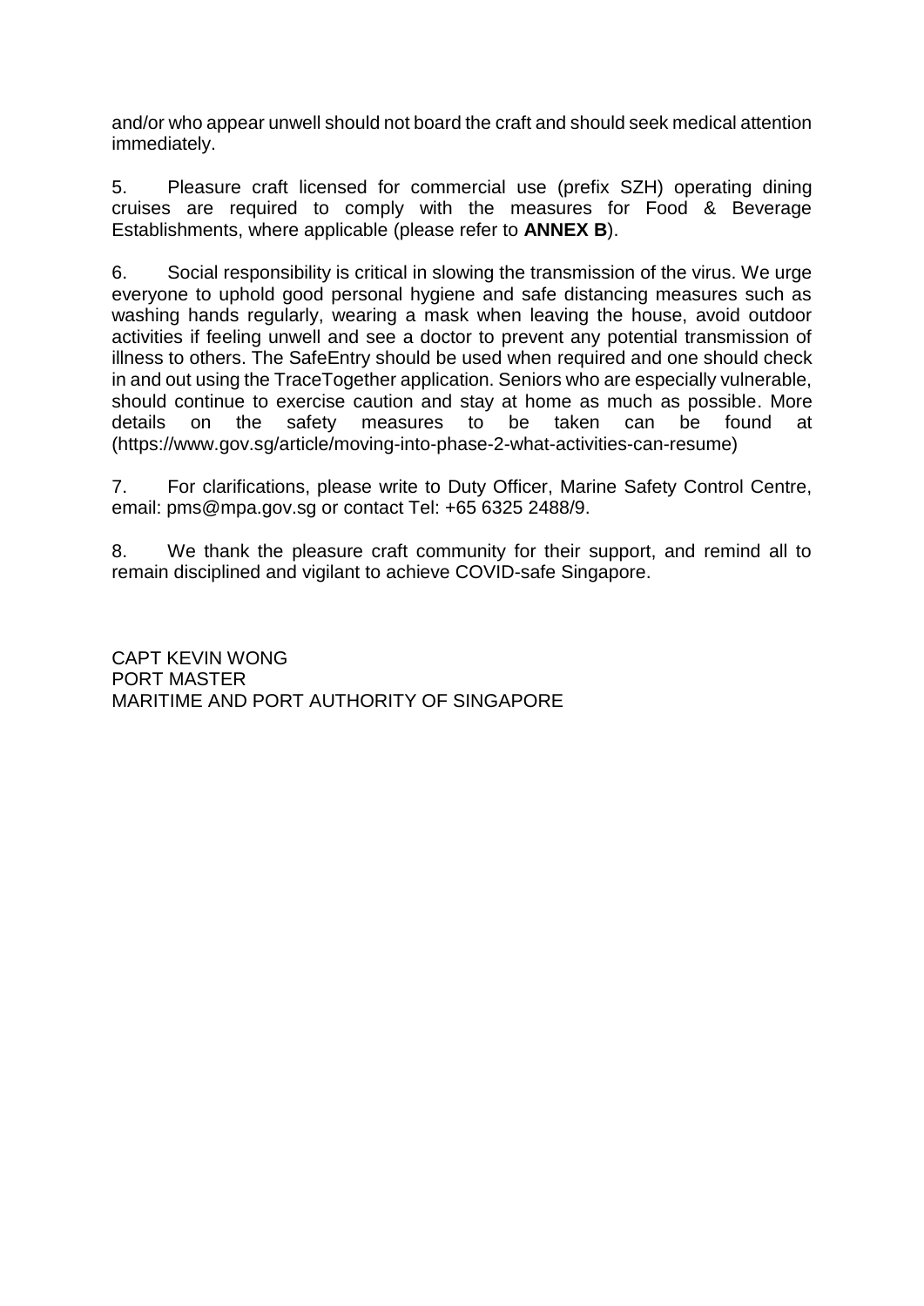and/or who appear unwell should not board the craft and should seek medical attention immediately.

5. Pleasure craft licensed for commercial use (prefix SZH) operating dining cruises are required to comply with the measures for Food & Beverage Establishments, where applicable (please refer to **ANNEX B**).

6. Social responsibility is critical in slowing the transmission of the virus. We urge everyone to uphold good personal hygiene and safe distancing measures such as washing hands regularly, wearing a mask when leaving the house, avoid outdoor activities if feeling unwell and see a doctor to prevent any potential transmission of illness to others. The SafeEntry should be used when required and one should check in and out using the TraceTogether application. Seniors who are especially vulnerable, should continue to exercise caution and stay at home as much as possible. More details on the safety measures to be taken can be found at (https://www.gov.sg/article/moving-into-phase-2-what-activities-can-resume)

7. For clarifications, please write to Duty Officer, Marine Safety Control Centre, email: pms@mpa.gov.sg or contact Tel: +65 6325 2488/9.

8. We thank the pleasure craft community for their support, and remind all to remain disciplined and vigilant to achieve COVID-safe Singapore.

CAPT KEVIN WONG
PORT MASTER
MARITIME AND PORT AUTHORITY OF SINGAPORE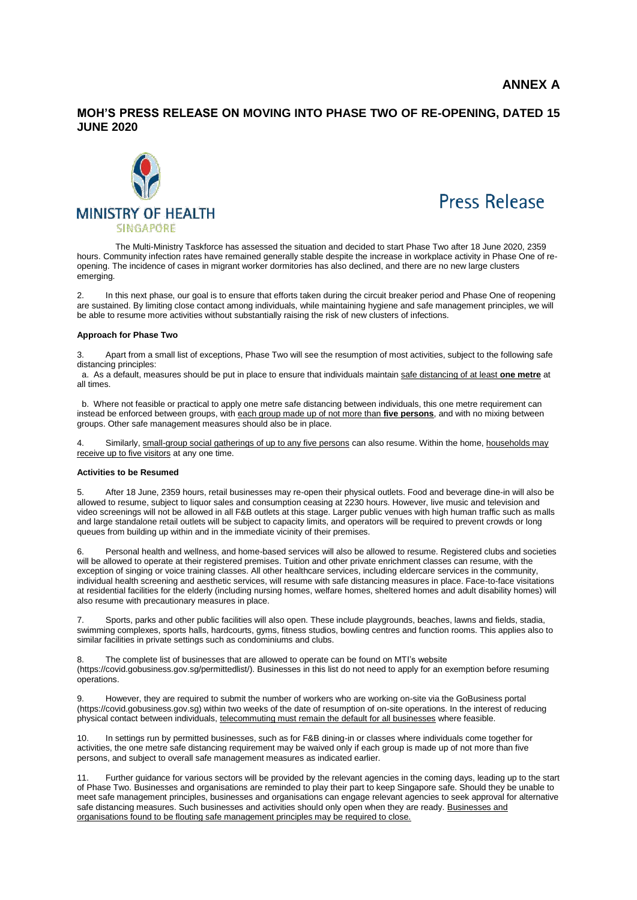**ANNEX A**

## MOH'S PRESS RELEASE ON MOVING INTO PHASE TWO OF RE-OPENING, DATED 15 JUNE 2020

MINISTRY OF HEALTH
SINGAPORE

Press Release

The Multi-Ministry Taskforce has assessed the situation and decided to start Phase Two after 18 June 2020, 2359 hours. Community infection rates have remained generally stable despite the increase in workplace activity in Phase One of re-opening. The incidence of cases in migrant worker dormitories has also declined, and there are no new large clusters emerging.

2. In this next phase, our goal is to ensure that efforts taken during the circuit breaker period and Phase One of reopening are sustained. By limiting close contact among individuals, while maintaining hygiene and safe management principles, we will be able to resume more activities without substantially raising the risk of new clusters of infections.

**Approach for Phase Two**

3. Apart from a small list of exceptions, Phase Two will see the resumption of most activities, subject to the following safe distancing principles:

a. As a default, measures should be put in place to ensure that individuals maintain safe distancing of at least **one metre** at all times.

b. Where not feasible or practical to apply one metre safe distancing between individuals, this one metre requirement can instead be enforced between groups, with each group made up of not more than **five persons**, and with no mixing between groups. Other safe management measures should also be in place.

4. Similarly, small-group social gatherings of up to any five persons can also resume. Within the home, households may receive up to five visitors at any one time.

**Activities to be Resumed**

5. After 18 June, 2359 hours, retail businesses may re-open their physical outlets. Food and beverage dine-in will also be allowed to resume, subject to liquor sales and consumption ceasing at 2230 hours. However, live music and television and video screenings will not be allowed in all F&B outlets at this stage. Larger public venues with high human traffic such as malls and large standalone retail outlets will be subject to capacity limits, and operators will be required to prevent crowds or long queues from building up within and in the immediate vicinity of their premises.

6. Personal health and wellness, and home-based services will also be allowed to resume. Registered clubs and societies will be allowed to operate at their registered premises. Tuition and other private enrichment classes can resume, with the exception of singing or voice training classes. All other healthcare services, including eldercare services in the community, individual health screening and aesthetic services, will resume with safe distancing measures in place. Face-to-face visitations at residential facilities for the elderly (including nursing homes, welfare homes, sheltered homes and adult disability homes) will also resume with precautionary measures in place.

7. Sports, parks and other public facilities will also open. These include playgrounds, beaches, lawns and fields, stadia, swimming complexes, sports halls, hardcourts, gyms, fitness studios, bowling centres and function rooms. This applies also to similar facilities in private settings such as condominiums and clubs.

8. The complete list of businesses that are allowed to operate can be found on MTI's website (https://covid.gobusiness.gov.sg/permittedlist/). Businesses in this list do not need to apply for an exemption before resuming operations.

9. However, they are required to submit the number of workers who are working on-site via the GoBusiness portal (https://covid.gobusiness.gov.sg) within two weeks of the date of resumption of on-site operations. In the interest of reducing physical contact between individuals, telecommuting must remain the default for all businesses where feasible.

10. In settings run by permitted businesses, such as for F&B dining-in or classes where individuals come together for activities, the one metre safe distancing requirement may be waived only if each group is made up of not more than five persons, and subject to overall safe management measures as indicated earlier.

11. Further guidance for various sectors will be provided by the relevant agencies in the coming days, leading up to the start of Phase Two. Businesses and organisations are reminded to play their part to keep Singapore safe. Should they be unable to meet safe management principles, businesses and organisations can engage relevant agencies to seek approval for alternative safe distancing measures. Such businesses and activities should only open when they are ready. Businesses and organisations found to be flouting safe management principles may be required to close.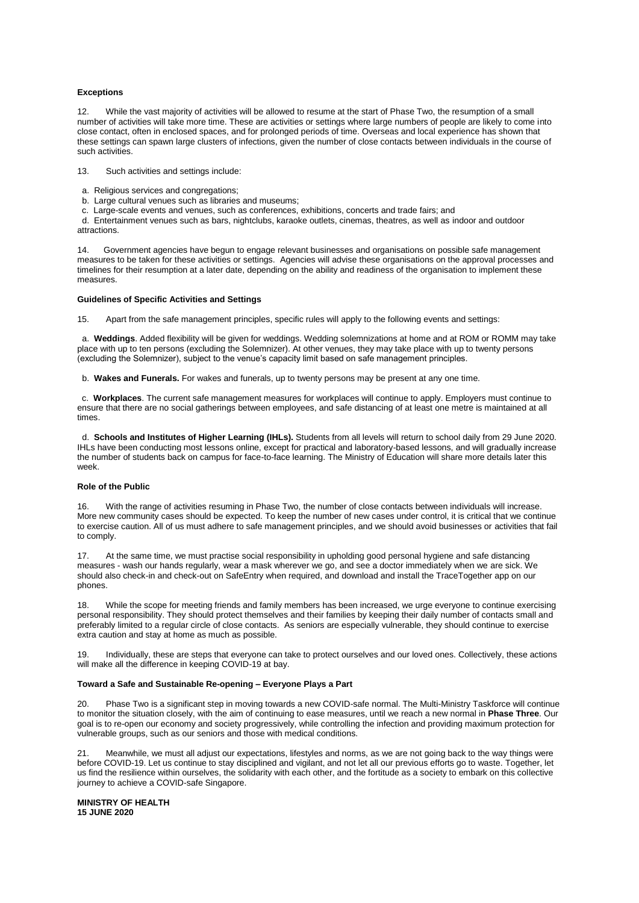**Exceptions**

12. While the vast majority of activities will be allowed to resume at the start of Phase Two, the resumption of a small number of activities will take more time. These are activities or settings where large numbers of people are likely to come into close contact, often in enclosed spaces, and for prolonged periods of time. Overseas and local experience has shown that these settings can spawn large clusters of infections, given the number of close contacts between individuals in the course of such activities.

13. Such activities and settings include:

a. Religious services and congregations;
b. Large cultural venues such as libraries and museums;
c. Large-scale events and venues, such as conferences, exhibitions, concerts and trade fairs; and
d. Entertainment venues such as bars, nightclubs, karaoke outlets, cinemas, theatres, as well as indoor and outdoor attractions.

14. Government agencies have begun to engage relevant businesses and organisations on possible safe management measures to be taken for these activities or settings. Agencies will advise these organisations on the approval processes and timelines for their resumption at a later date, depending on the ability and readiness of the organisation to implement these measures.

**Guidelines of Specific Activities and Settings**

15. Apart from the safe management principles, specific rules will apply to the following events and settings:

a. **Weddings**. Added flexibility will be given for weddings. Wedding solemnizations at home and at ROM or ROMM may take place with up to ten persons (excluding the Solemnizer). At other venues, they may take place with up to twenty persons (excluding the Solemnizer), subject to the venue's capacity limit based on safe management principles.

b. **Wakes and Funerals.** For wakes and funerals, up to twenty persons may be present at any one time.

c. **Workplaces**. The current safe management measures for workplaces will continue to apply. Employers must continue to ensure that there are no social gatherings between employees, and safe distancing of at least one metre is maintained at all times.

d. **Schools and Institutes of Higher Learning (IHLs).** Students from all levels will return to school daily from 29 June 2020. IHLs have been conducting most lessons online, except for practical and laboratory-based lessons, and will gradually increase the number of students back on campus for face-to-face learning. The Ministry of Education will share more details later this week.

**Role of the Public**

16. With the range of activities resuming in Phase Two, the number of close contacts between individuals will increase. More new community cases should be expected. To keep the number of new cases under control, it is critical that we continue to exercise caution. All of us must adhere to safe management principles, and we should avoid businesses or activities that fail to comply.

17. At the same time, we must practise social responsibility in upholding good personal hygiene and safe distancing measures - wash our hands regularly, wear a mask wherever we go, and see a doctor immediately when we are sick. We should also check-in and check-out on SafeEntry when required, and download and install the TraceTogether app on our phones.

18. While the scope for meeting friends and family members has been increased, we urge everyone to continue exercising personal responsibility. They should protect themselves and their families by keeping their daily number of contacts small and preferably limited to a regular circle of close contacts. As seniors are especially vulnerable, they should continue to exercise extra caution and stay at home as much as possible.

19. Individually, these are steps that everyone can take to protect ourselves and our loved ones. Collectively, these actions will make all the difference in keeping COVID-19 at bay.

**Toward a Safe and Sustainable Re-opening – Everyone Plays a Part**

20. Phase Two is a significant step in moving towards a new COVID-safe normal. The Multi-Ministry Taskforce will continue to monitor the situation closely, with the aim of continuing to ease measures, until we reach a new normal in **Phase Three**. Our goal is to re-open our economy and society progressively, while controlling the infection and providing maximum protection for vulnerable groups, such as our seniors and those with medical conditions.

21. Meanwhile, we must all adjust our expectations, lifestyles and norms, as we are not going back to the way things were before COVID-19. Let us continue to stay disciplined and vigilant, and not let all our previous efforts go to waste. Together, let us find the resilience within ourselves, the solidarity with each other, and the fortitude as a society to embark on this collective journey to achieve a COVID-safe Singapore.

**MINISTRY OF HEALTH**
**15 JUNE 2020**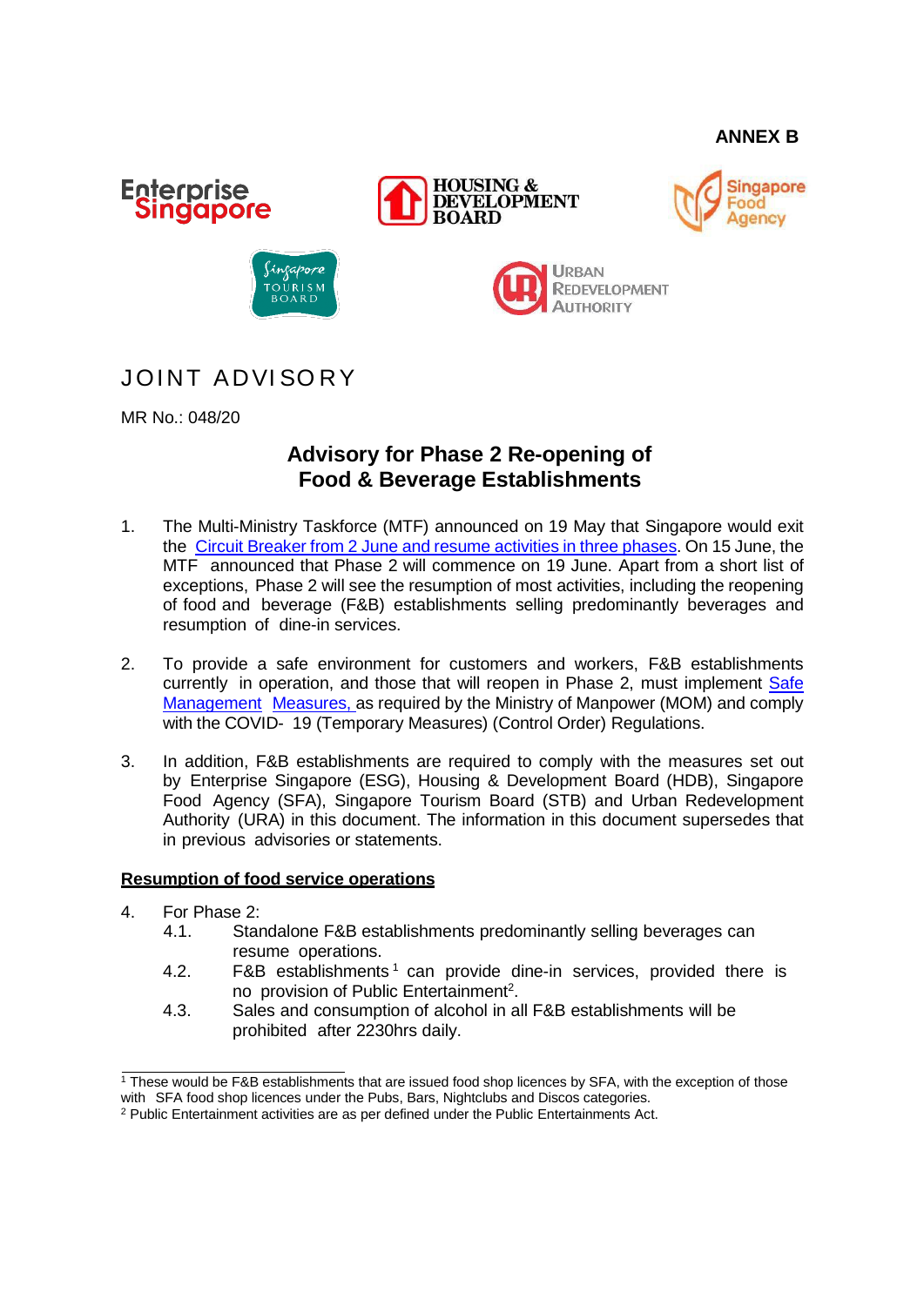**ANNEX B**

Enterprise Singapore | Housing & Development Board | Singapore Food Agency | Singapore Tourism Board | Urban Redevelopment Authority

# JOINT ADVISORY

MR No.: 048/20

## Advisory for Phase 2 Re-opening of Food & Beverage Establishments

1. The Multi-Ministry Taskforce (MTF) announced on 19 May that Singapore would exit the Circuit Breaker from 2 June and resume activities in three phases. On 15 June, the MTF announced that Phase 2 will commence on 19 June. Apart from a short list of exceptions, Phase 2 will see the resumption of most activities, including the reopening of food and beverage (F&B) establishments selling predominantly beverages and resumption of dine-in services.

2. To provide a safe environment for customers and workers, F&B establishments currently in operation, and those that will reopen in Phase 2, must implement Safe Management Measures, as required by the Ministry of Manpower (MOM) and comply with the COVID- 19 (Temporary Measures) (Control Order) Regulations.

3. In addition, F&B establishments are required to comply with the measures set out by Enterprise Singapore (ESG), Housing & Development Board (HDB), Singapore Food Agency (SFA), Singapore Tourism Board (STB) and Urban Redevelopment Authority (URA) in this document. The information in this document supersedes that in previous advisories or statements.

**Resumption of food service operations**

4. For Phase 2:
   - 4.1. Standalone F&B establishments predominantly selling beverages can resume operations.
   - 4.2. F&B establishments[1] can provide dine-in services, provided there is no provision of Public Entertainment[2].
   - 4.3. Sales and consumption of alcohol in all F&B establishments will be prohibited after 2230hrs daily.

---

[1] These would be F&B establishments that are issued food shop licences by SFA, with the exception of those with SFA food shop licences under the Pubs, Bars, Nightclubs and Discos categories.

[2] Public Entertainment activities are as per defined under the Public Entertainments Act.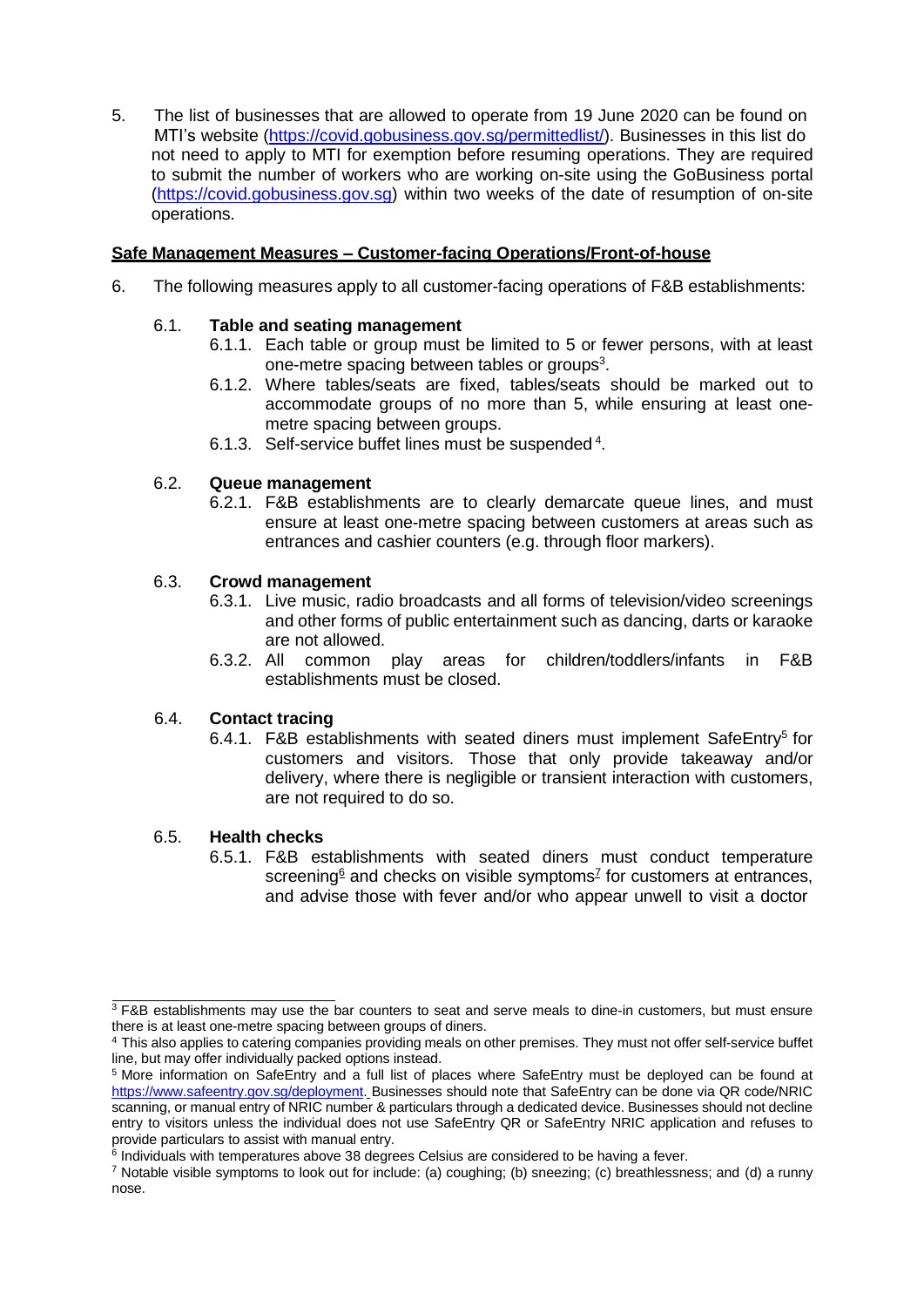5. The list of businesses that are allowed to operate from 19 June 2020 can be found on MTI's website (https://covid.gobusiness.gov.sg/permittedlist/). Businesses in this list do not need to apply to MTI for exemption before resuming operations. They are required to submit the number of workers who are working on-site using the GoBusiness portal (https://covid.gobusiness.gov.sg) within two weeks of the date of resumption of on-site operations.

**Safe Management Measures – Customer-facing Operations/Front-of-house**

6. The following measures apply to all customer-facing operations of F&B establishments:

6.1. **Table and seating management**

6.1.1. Each table or group must be limited to 5 or fewer persons, with at least one-metre spacing between tables or groups[3].

6.1.2. Where tables/seats are fixed, tables/seats should be marked out to accommodate groups of no more than 5, while ensuring at least one-metre spacing between groups.

6.1.3. Self-service buffet lines must be suspended[4].

6.2. **Queue management**

6.2.1. F&B establishments are to clearly demarcate queue lines, and must ensure at least one-metre spacing between customers at areas such as entrances and cashier counters (e.g. through floor markers).

6.3. **Crowd management**

6.3.1. Live music, radio broadcasts and all forms of television/video screenings and other forms of public entertainment such as dancing, darts or karaoke are not allowed.

6.3.2. All common play areas for children/toddlers/infants in F&B establishments must be closed.

6.4. **Contact tracing**

6.4.1. F&B establishments with seated diners must implement SafeEntry[5] for customers and visitors. Those that only provide takeaway and/or delivery, where there is negligible or transient interaction with customers, are not required to do so.

6.5. **Health checks**

6.5.1. F&B establishments with seated diners must conduct temperature screening[6] and checks on visible symptoms[7] for customers at entrances, and advise those with fever and/or who appear unwell to visit a doctor

---

[3] F&B establishments may use the bar counters to seat and serve meals to dine-in customers, but must ensure there is at least one-metre spacing between groups of diners.

[4] This also applies to catering companies providing meals on other premises. They must not offer self-service buffet line, but may offer individually packed options instead.

[5] More information on SafeEntry and a full list of places where SafeEntry must be deployed can be found at https://www.safeentry.gov.sg/deployment. Businesses should note that SafeEntry can be done via QR code/NRIC scanning, or manual entry of NRIC number & particulars through a dedicated device. Businesses should not decline entry to visitors unless the individual does not use SafeEntry QR or SafeEntry NRIC application and refuses to provide particulars to assist with manual entry.

[6] Individuals with temperatures above 38 degrees Celsius are considered to be having a fever.

[7] Notable visible symptoms to look out for include: (a) coughing; (b) sneezing; (c) breathlessness; and (d) a runny nose.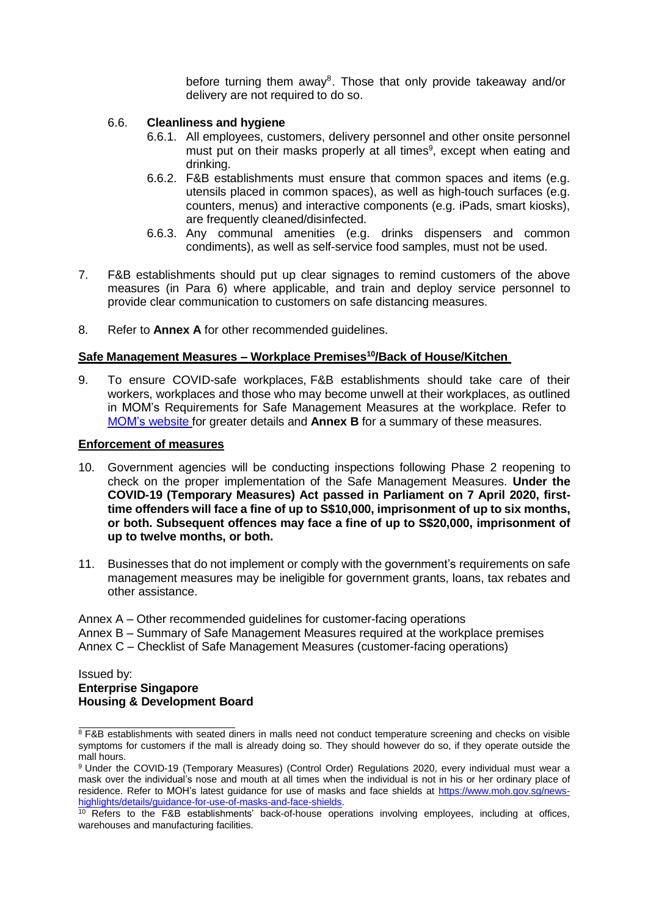before turning them away[8]. Those that only provide takeaway and/or delivery are not required to do so.

6.6. **Cleanliness and hygiene**

6.6.1. All employees, customers, delivery personnel and other onsite personnel must put on their masks properly at all times[9], except when eating and drinking.

6.6.2. F&B establishments must ensure that common spaces and items (e.g. utensils placed in common spaces), as well as high-touch surfaces (e.g. counters, menus) and interactive components (e.g. iPads, smart kiosks), are frequently cleaned/disinfected.

6.6.3. Any communal amenities (e.g. drinks dispensers and common condiments), as well as self-service food samples, must not be used.

7. F&B establishments should put up clear signages to remind customers of the above measures (in Para 6) where applicable, and train and deploy service personnel to provide clear communication to customers on safe distancing measures.

8. Refer to **Annex A** for other recommended guidelines.

## Safe Management Measures – Workplace Premises[10]/Back of House/Kitchen

9. To ensure COVID-safe workplaces, F&B establishments should take care of their workers, workplaces and those who may become unwell at their workplaces, as outlined in MOM's Requirements for Safe Management Measures at the workplace. Refer to MOM's website for greater details and **Annex B** for a summary of these measures.

## Enforcement of measures

10. Government agencies will be conducting inspections following Phase 2 reopening to check on the proper implementation of the Safe Management Measures. **Under the COVID-19 (Temporary Measures) Act passed in Parliament on 7 April 2020, first-time offenders will face a fine of up to S$10,000, imprisonment of up to six months, or both. Subsequent offences may face a fine of up to S$20,000, imprisonment of up to twelve months, or both.**

11. Businesses that do not implement or comply with the government's requirements on safe management measures may be ineligible for government grants, loans, tax rebates and other assistance.

Annex A – Other recommended guidelines for customer-facing operations
Annex B – Summary of Safe Management Measures required at the workplace premises
Annex C – Checklist of Safe Management Measures (customer-facing operations)

Issued by:
**Enterprise Singapore**
**Housing & Development Board**

---

[8] F&B establishments with seated diners in malls need not conduct temperature screening and checks on visible symptoms for customers if the mall is already doing so. They should however do so, if they operate outside the mall hours.

[9] Under the COVID-19 (Temporary Measures) (Control Order) Regulations 2020, every individual must wear a mask over the individual's nose and mouth at all times when the individual is not in his or her ordinary place of residence. Refer to MOH's latest guidance for use of masks and face shields at https://www.moh.gov.sg/news-highlights/details/guidance-for-use-of-masks-and-face-shields.

[10] Refers to the F&B establishments' back-of-house operations involving employees, including at offices, warehouses and manufacturing facilities.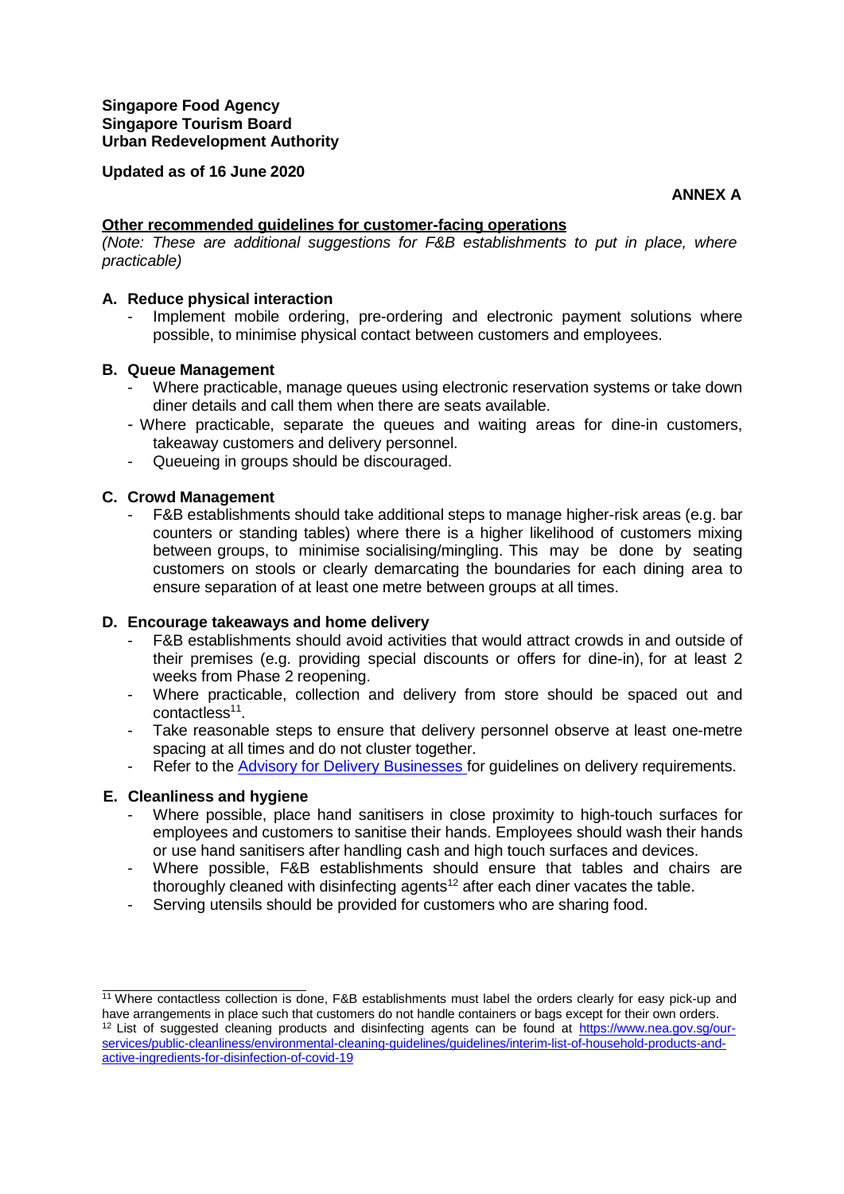**Singapore Food Agency**
**Singapore Tourism Board**
**Urban Redevelopment Authority**

**Updated as of 16 June 2020**

**ANNEX A**

**Other recommended guidelines for customer-facing operations**

*(Note: These are additional suggestions for F&B establishments to put in place, where practicable)*

**A. Reduce physical interaction**

- Implement mobile ordering, pre-ordering and electronic payment solutions where possible, to minimise physical contact between customers and employees.

**B. Queue Management**

- Where practicable, manage queues using electronic reservation systems or take down diner details and call them when there are seats available.
- Where practicable, separate the queues and waiting areas for dine-in customers, takeaway customers and delivery personnel.
- Queueing in groups should be discouraged.

**C. Crowd Management**

- F&B establishments should take additional steps to manage higher-risk areas (e.g. bar counters or standing tables) where there is a higher likelihood of customers mixing between groups, to minimise socialising/mingling. This may be done by seating customers on stools or clearly demarcating the boundaries for each dining area to ensure separation of at least one metre between groups at all times.

**D. Encourage takeaways and home delivery**

- F&B establishments should avoid activities that would attract crowds in and outside of their premises (e.g. providing special discounts or offers for dine-in), for at least 2 weeks from Phase 2 reopening.
- Where practicable, collection and delivery from store should be spaced out and contactless[11].
- Take reasonable steps to ensure that delivery personnel observe at least one-metre spacing at all times and do not cluster together.
- Refer to the Advisory for Delivery Businesses for guidelines on delivery requirements.

**E. Cleanliness and hygiene**

- Where possible, place hand sanitisers in close proximity to high-touch surfaces for employees and customers to sanitise their hands. Employees should wash their hands or use hand sanitisers after handling cash and high touch surfaces and devices.
- Where possible, F&B establishments should ensure that tables and chairs are thoroughly cleaned with disinfecting agents[12] after each diner vacates the table.
- Serving utensils should be provided for customers who are sharing food.

---

[11] Where contactless collection is done, F&B establishments must label the orders clearly for easy pick-up and have arrangements in place such that customers do not handle containers or bags except for their own orders.

[12] List of suggested cleaning products and disinfecting agents can be found at https://www.nea.gov.sg/our-services/public-cleanliness/environmental-cleaning-guidelines/guidelines/interim-list-of-household-products-and-active-ingredients-for-disinfection-of-covid-19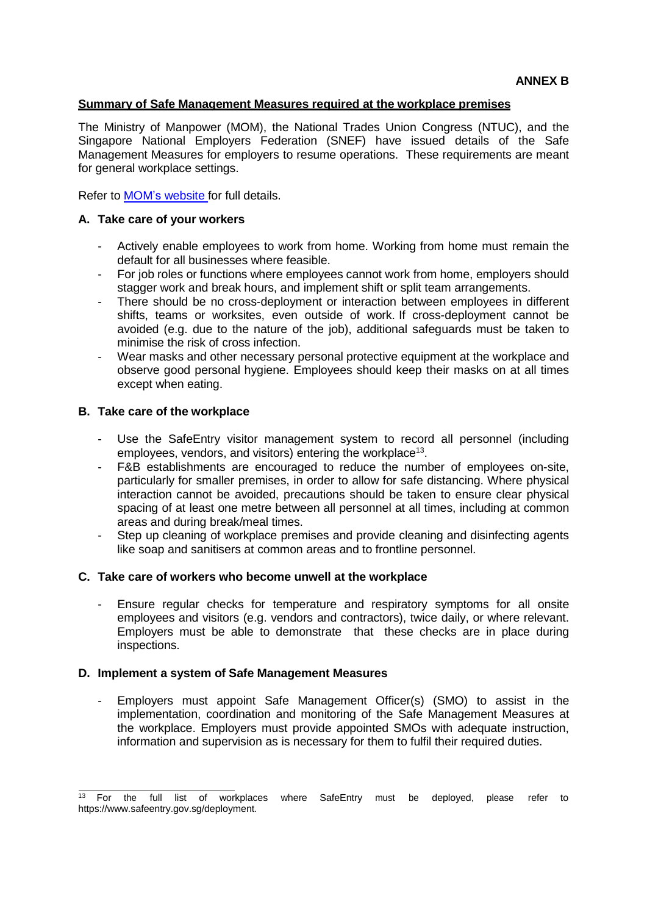**ANNEX B**

**Summary of Safe Management Measures required at the workplace premises**

The Ministry of Manpower (MOM), the National Trades Union Congress (NTUC), and the Singapore National Employers Federation (SNEF) have issued details of the Safe Management Measures for employers to resume operations. These requirements are meant for general workplace settings.

Refer to MOM's website for full details.

**A. Take care of your workers**

- Actively enable employees to work from home. Working from home must remain the default for all businesses where feasible.
- For job roles or functions where employees cannot work from home, employers should stagger work and break hours, and implement shift or split team arrangements.
- There should be no cross-deployment or interaction between employees in different shifts, teams or worksites, even outside of work. If cross-deployment cannot be avoided (e.g. due to the nature of the job), additional safeguards must be taken to minimise the risk of cross infection.
- Wear masks and other necessary personal protective equipment at the workplace and observe good personal hygiene. Employees should keep their masks on at all times except when eating.

**B. Take care of the workplace**

- Use the SafeEntry visitor management system to record all personnel (including employees, vendors, and visitors) entering the workplace[13].
- F&B establishments are encouraged to reduce the number of employees on-site, particularly for smaller premises, in order to allow for safe distancing. Where physical interaction cannot be avoided, precautions should be taken to ensure clear physical spacing of at least one metre between all personnel at all times, including at common areas and during break/meal times.
- Step up cleaning of workplace premises and provide cleaning and disinfecting agents like soap and sanitisers at common areas and to frontline personnel.

**C. Take care of workers who become unwell at the workplace**

- Ensure regular checks for temperature and respiratory symptoms for all onsite employees and visitors (e.g. vendors and contractors), twice daily, or where relevant. Employers must be able to demonstrate that these checks are in place during inspections.

**D. Implement a system of Safe Management Measures**

- Employers must appoint Safe Management Officer(s) (SMO) to assist in the implementation, coordination and monitoring of the Safe Management Measures at the workplace. Employers must provide appointed SMOs with adequate instruction, information and supervision as is necessary for them to fulfil their required duties.

---

[13] For the full list of workplaces where SafeEntry must be deployed, please refer to https://www.safeentry.gov.sg/deployment.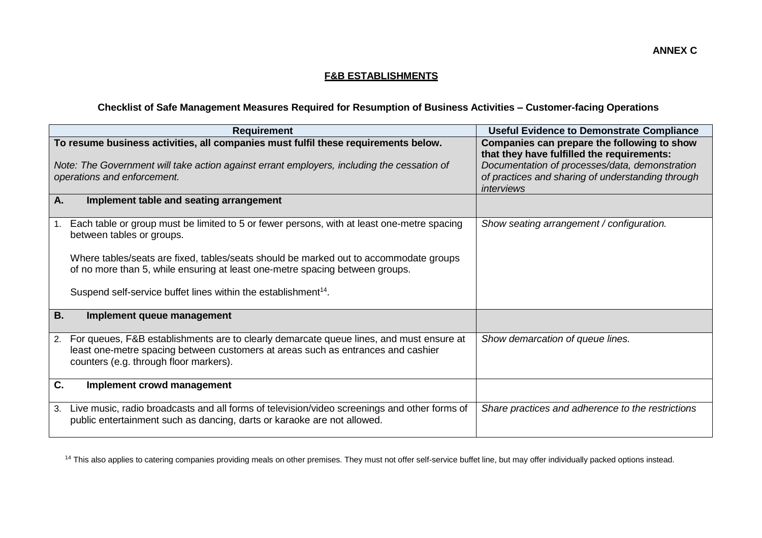**ANNEX C**

## F&B ESTABLISHMENTS

### Checklist of Safe Management Measures Required for Resumption of Business Activities – Customer-facing Operations

| Requirement | Useful Evidence to Demonstrate Compliance |
|---|---|
| **To resume business activities, all companies must fulfil these requirements below.**<br><br>*Note: The Government will take action against errant employers, including the cessation of operations and enforcement.* | **Companies can prepare the following to show that they have fulfilled the requirements:**<br>*Documentation of processes/data, demonstration of practices and sharing of understanding through interviews* |
| **A. Implement table and seating arrangement** | |
| 1. Each table or group must be limited to 5 or fewer persons, with at least one-metre spacing between tables or groups.<br><br>Where tables/seats are fixed, tables/seats should be marked out to accommodate groups of no more than 5, while ensuring at least one-metre spacing between groups.<br><br>Suspend self-service buffet lines within the establishment[14]. | *Show seating arrangement / configuration.* |
| **B. Implement queue management** | |
| 2. For queues, F&B establishments are to clearly demarcate queue lines, and must ensure at least one-metre spacing between customers at areas such as entrances and cashier counters (e.g. through floor markers). | *Show demarcation of queue lines.* |
| **C. Implement crowd management** | |
| 3. Live music, radio broadcasts and all forms of television/video screenings and other forms of public entertainment such as dancing, darts or karaoke are not allowed. | *Share practices and adherence to the restrictions* |

[14] This also applies to catering companies providing meals on other premises. They must not offer self-service buffet line, but may offer individually packed options instead.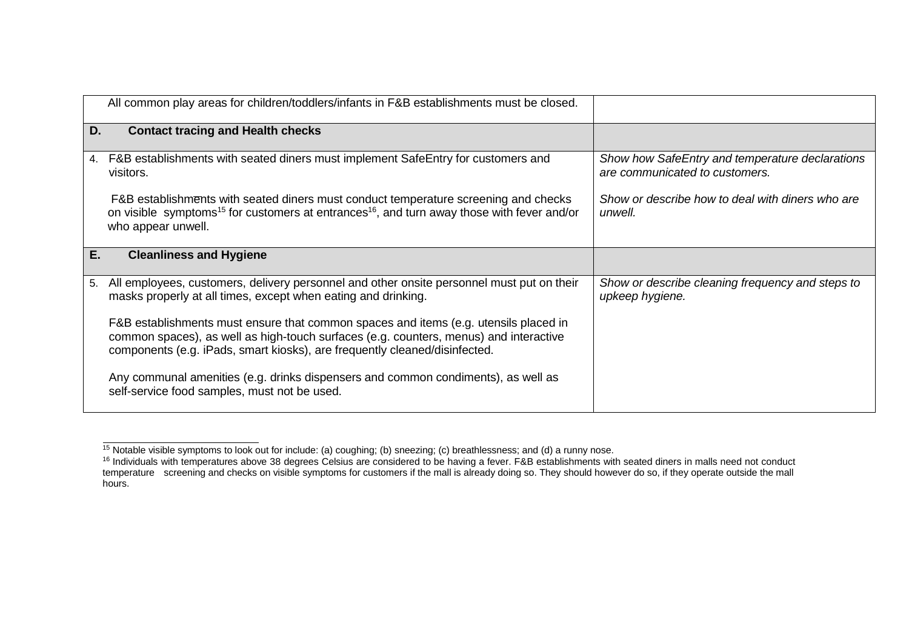| | |
|---|---|
| All common play areas for children/toddlers/infants in F&B establishments must be closed. | |
| **D. Contact tracing and Health checks** | |
| 4. F&B establishments with seated diners must implement SafeEntry for customers and visitors.<br><br>F&B establishments with seated diners must conduct temperature screening and checks on visible symptoms[15] for customers at entrances[16], and turn away those with fever and/or who appear unwell. | *Show how SafeEntry and temperature declarations are communicated to customers.*<br><br>*Show or describe how to deal with diners who are unwell.* |
| **E. Cleanliness and Hygiene** | |
| 5. All employees, customers, delivery personnel and other onsite personnel must put on their masks properly at all times, except when eating and drinking.<br><br>F&B establishments must ensure that common spaces and items (e.g. utensils placed in common spaces), as well as high-touch surfaces (e.g. counters, menus) and interactive components (e.g. iPads, smart kiosks), are frequently cleaned/disinfected.<br><br>Any communal amenities (e.g. drinks dispensers and common condiments), as well as self-service food samples, must not be used. | *Show or describe cleaning frequency and steps to upkeep hygiene.* |

[15] Notable visible symptoms to look out for include: (a) coughing; (b) sneezing; (c) breathlessness; and (d) a runny nose.

[16] Individuals with temperatures above 38 degrees Celsius are considered to be having a fever. F&B establishments with seated diners in malls need not conduct temperature screening and checks on visible symptoms for customers if the mall is already doing so. They should however do so, if they operate outside the mall hours.